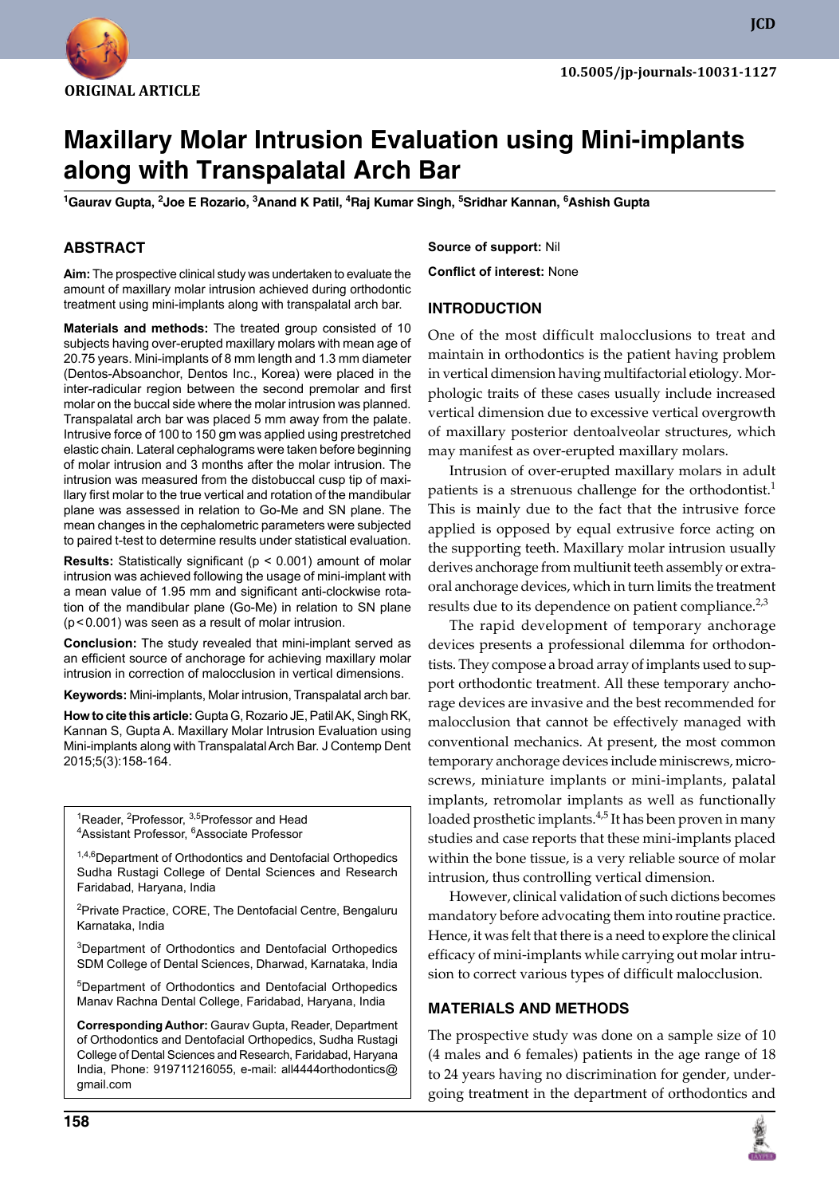ORIGINAL ARTICLE

10.5005/jp-journals-10031-1127

# Maxillary Molar Intrusion Evaluation using Mini-implants along with Transpalatal Arch Bar

[1]Gaurav Gupta, [2]Joe E Rozario, [3]Anand K Patil, [4]Raj Kumar Singh, [5]Sridhar Kannan, [6]Ashish Gupta

## ABSTRACT

**Aim:** The prospective clinical study was undertaken to evaluate the amount of maxillary molar intrusion achieved during orthodontic treatment using mini-implants along with transpalatal arch bar.

**Materials and methods:** The treated group consisted of 10 subjects having over-erupted maxillary molars with mean age of 20.75 years. Mini-implants of 8 mm length and 1.3 mm diameter (Dentos-Absoanchor, Dentos Inc., Korea) were placed in the inter-radicular region between the second premolar and first molar on the buccal side where the molar intrusion was planned. Transpalatal arch bar was placed 5 mm away from the palate. Intrusive force of 100 to 150 gm was applied using prestretched elastic chain. Lateral cephalograms were taken before beginning of molar intrusion and 3 months after the molar intrusion. The intrusion was measured from the distobuccal cusp tip of maxillary first molar to the true vertical and rotation of the mandibular plane (Go-Me) was assessed in relation to Go-Me and SN plane. The mean changes in the cephalometric parameters were subjected to paired t-test to determine results under statistical evaluation.

**Results:** Statistically significant ($p < 0.001$) amount of molar intrusion was achieved following the usage of mini-implant with a mean value of 1.95 mm and significant anti-clockwise rotation of the mandibular plane (Go-Me) in relation to SN plane ($p < 0.001$) was seen as a result of molar intrusion.

**Conclusion:** The study revealed that mini-implant served as an efficient source of anchorage for achieving maxillary molar intrusion in correction of malocclusion in vertical dimensions.

**Keywords:** Mini-implants, Molar intrusion, Transpalatal arch bar.

**How to cite this article:** Gupta G, Rozario JE, Patil AK, Singh RK, Kannan S, Gupta A. Maxillary Molar Intrusion Evaluation using Mini-implants along with Transpalatal Arch Bar. J Contemp Dent 2015;5(3):158-164.

[1]Reader, [2]Professor, [3,5]Professor and Head
[4]Assistant Professor, [6]Associate Professor

[1,4,6]Department of Orthodontics and Dentofacial Orthopedics Sudha Rustagi College of Dental Sciences and Research Faridabad, Haryana, India

[2]Private Practice, CORE, The Dentofacial Centre, Bengaluru Karnataka, India

[3]Department of Orthodontics and Dentofacial Orthopedics SDM College of Dental Sciences, Dharwad, Karnataka, India

[5]Department of Orthodontics and Dentofacial Orthopedics Manav Rachna Dental College, Faridabad, Haryana, India

**Corresponding Author:** Gaurav Gupta, Reader, Department of Orthodontics and Dentofacial Orthopedics, Sudha Rustagi College of Dental Sciences and Research, Faridabad, Haryana India, Phone: 919711216055, e-mail: all4444orthodontics@gmail.com

**Source of support:** Nil

**Conflict of interest:** None

## INTRODUCTION

One of the most difficult malocclusions to treat and maintain in orthodontics is the patient having problem in vertical dimension having multifactorial etiology. Morphologic traits of these cases usually include increased vertical dimension due to excessive vertical overgrowth of maxillary posterior dentoalveolar structures, which may manifest as over-erupted maxillary molars.

Intrusion of over-erupted maxillary molars in adult patients is a strenuous challenge for the orthodontist.[1] This is mainly due to the fact that the intrusive force applied is opposed by equal extrusive force acting on the supporting teeth. Maxillary molar intrusion usually derives anchorage from multiunit teeth assembly or extraoral anchorage devices, which in turn limits the treatment results due to its dependence on patient compliance.[2,3]

The rapid development of temporary anchorage devices presents a professional dilemma for orthodontists. They compose a broad array of implants used to support orthodontic treatment. All these temporary anchorage devices are invasive and the best recommended for malocclusion that cannot be effectively managed with conventional mechanics. At present, the most common temporary anchorage devices include miniscrews, microscrews, miniature implants or mini-implants, palatal implants, retromolar implants as well as functionally loaded prosthetic implants.[4,5] It has been proven in many studies and case reports that these mini-implants placed within the bone tissue, is a very reliable source of molar intrusion, thus controlling vertical dimension.

However, clinical validation of such dictions becomes mandatory before advocating them into routine practice. Hence, it was felt that there is a need to explore the clinical efficacy of mini-implants while carrying out molar intrusion to correct various types of difficult malocclusion.

## MATERIALS AND METHODS

The prospective study was done on a sample size of 10 (4 males and 6 females) patients in the age range of 18 to 24 years having no discrimination for gender, undergoing treatment in the department of orthodontics and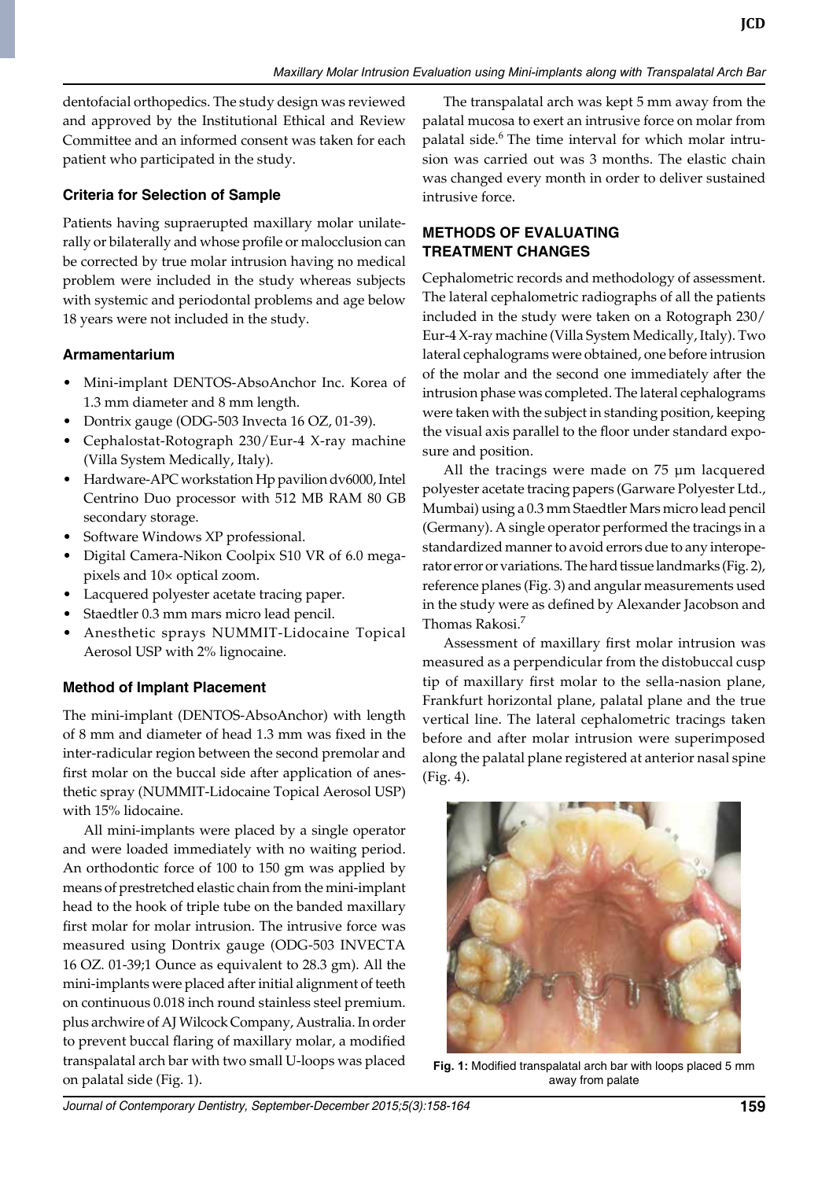dentofacial orthopedics. The study design was reviewed and approved by the Institutional Ethical and Review Committee and an informed consent was taken for each patient who participated in the study.

### Criteria for Selection of Sample

Patients having supraerupted maxillary molar unilaterally or bilaterally and whose profile or malocclusion can be corrected by true molar intrusion having no medical problem were included in the study whereas subjects with systemic and periodontal problems and age below 18 years were not included in the study.

### Armamentarium

- Mini-implant DENTOS-AbsoAnchor Inc. Korea of 1.3 mm diameter and 8 mm length.
- Dontrix gauge (ODG-503 Invecta 16 OZ, 01-39).
- Cephalostat-Rotograph 230/Eur-4 X-ray machine (Villa System Medically, Italy).
- Hardware-APC workstation Hp pavilion dv6000, Intel Centrino Duo processor with 512 MB RAM 80 GB secondary storage.
- Software Windows XP professional.
- Digital Camera-Nikon Coolpix S10 VR of 6.0 megapixels and 10× optical zoom.
- Lacquered polyester acetate tracing paper.
- Staedtler 0.3 mm mars micro lead pencil.
- Anesthetic sprays NUMMIT-Lidocaine Topical Aerosol USP with 2% lignocaine.

### Method of Implant Placement

The mini-implant (DENTOS-AbsoAnchor) with length of 8 mm and diameter of head 1.3 mm was fixed in the inter-radicular region between the second premolar and first molar on the buccal side after application of anesthetic spray (NUMMIT-Lidocaine Topical Aerosol USP) with 15% lidocaine.

All mini-implants were placed by a single operator and were loaded immediately with no waiting period. An orthodontic force of 100 to 150 gm was applied by means of prestretched elastic chain from the mini-implant head to the hook of triple tube on the banded maxillary first molar for molar intrusion. The intrusive force was measured using Dontrix gauge (ODG-503 INVECTA 16 OZ. 01-39;1 Ounce as equivalent to 28.3 gm). All the mini-implants were placed after initial alignment of teeth on continuous 0.018 inch round stainless steel premium. plus archwire of AJ Wilcock Company, Australia. In order to prevent buccal flaring of maxillary molar, a modified transpalatal arch bar with two small U-loops was placed on palatal side (Fig. 1).

The transpalatal arch was kept 5 mm away from the palatal mucosa to exert an intrusive force on molar from palatal side.[6] The time interval for which molar intrusion was carried out was 3 months. The elastic chain was changed every month in order to deliver sustained intrusive force.

## METHODS OF EVALUATING TREATMENT CHANGES

Cephalometric records and methodology of assessment. The lateral cephalometric radiographs of all the patients included in the study were taken on a Rotograph 230/Eur-4 X-ray machine (Villa System Medically, Italy). Two lateral cephalograms were obtained, one before intrusion of the molar and the second one immediately after the intrusion phase was completed. The lateral cephalograms were taken with the subject in standing position, keeping the visual axis parallel to the floor under standard exposure and position.

All the tracings were made on 75 µm lacquered polyester acetate tracing papers (Garware Polyester Ltd., Mumbai) using a 0.3 mm Staedtler Mars micro lead pencil (Germany). A single operator performed the tracings in a standardized manner to avoid errors due to any interoperator error or variations. The hard tissue landmarks (Fig. 2), reference planes (Fig. 3) and angular measurements used in the study were as defined by Alexander Jacobson and Thomas Rakosi.[7]

Assessment of maxillary first molar intrusion was measured as a perpendicular from the distobuccal cusp tip of maxillary first molar to the sella-nasion plane, Frankfurt horizontal plane, palatal plane and the true vertical line. The lateral cephalometric tracings taken before and after molar intrusion were superimposed along the palatal plane registered at anterior nasal spine (Fig. 4).

**Fig. 1:** Modified transpalatal arch bar with loops placed 5 mm away from palate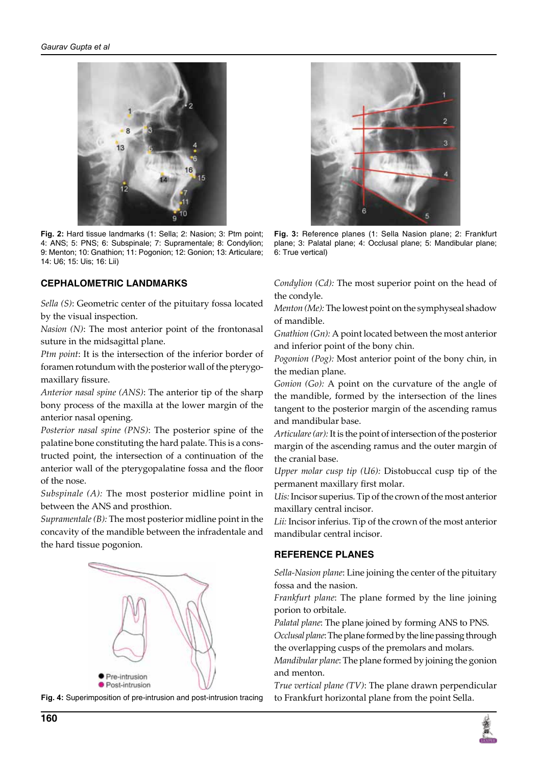Fig. 2: Hard tissue landmarks (1: Sella; 2: Nasion; 3: Ptm point; 4: ANS; 5: PNS; 6: Subspinale; 7: Supramentale; 8: Condylion; 9: Menton; 10: Gnathion; 11: Pogonion; 12: Gonion; 13: Articulare; 14: U6; 15: Uis; 16: Lii)

Fig. 3: Reference planes (1: Sella Nasion plane; 2: Frankfurt plane; 3: Palatal plane; 4: Occlusal plane; 5: Mandibular plane; 6: True vertical)

## CEPHALOMETRIC LANDMARKS

*Sella (S)*: Geometric center of the pituitary fossa located by the visual inspection.

*Nasion (N)*: The most anterior point of the frontonasal suture in the midsagittal plane.

*Ptm point*: It is the intersection of the inferior border of foramen rotundum with the posterior wall of the pterygomaxillary fissure.

*Anterior nasal spine (ANS)*: The anterior tip of the sharp bony process of the maxilla at the lower margin of the anterior nasal opening.

*Posterior nasal spine (PNS)*: The posterior spine of the palatine bone constituting the hard palate. This is a constructed point, the intersection of a continuation of the anterior wall of the pterygopalatine fossa and the floor of the nose.

*Subspinale (A):* The most posterior midline point in between the ANS and prosthion.

*Supramentale (B):* The most posterior midline point in the concavity of the mandible between the infradentale and the hard tissue pogonion.

Fig. 4: Superimposition of pre-intrusion and post-intrusion tracing

*Condylion (Cd):* The most superior point on the head of the condyle.

*Menton (Me):* The lowest point on the symphyseal shadow of mandible.

*Gnathion (Gn):* A point located between the most anterior and inferior point of the bony chin.

*Pogonion (Pog):* Most anterior point of the bony chin, in the median plane.

*Gonion (Go):* A point on the curvature of the angle of the mandible, formed by the intersection of the lines tangent to the posterior margin of the ascending ramus and mandibular base.

*Articulare (ar):* It is the point of intersection of the posterior margin of the ascending ramus and the outer margin of the cranial base.

*Upper molar cusp tip (U6):* Distobuccal cusp tip of the permanent maxillary first molar.

*Uis:* Incisor superius. Tip of the crown of the most anterior maxillary central incisor.

*Lii:* Incisor inferius. Tip of the crown of the most anterior mandibular central incisor.

## REFERENCE PLANES

*Sella-Nasion plane*: Line joining the center of the pituitary fossa and the nasion.

*Frankfurt plane*: The plane formed by the line joining porion to orbitale.

*Palatal plane*: The plane joined by forming ANS to PNS.

*Occlusal plane*: The plane formed by the line passing through the overlapping cusps of the premolars and molars.

*Mandibular plane*: The plane formed by joining the gonion and menton.

*True vertical plane (TV)*: The plane drawn perpendicular to Frankfurt horizontal plane from the point Sella.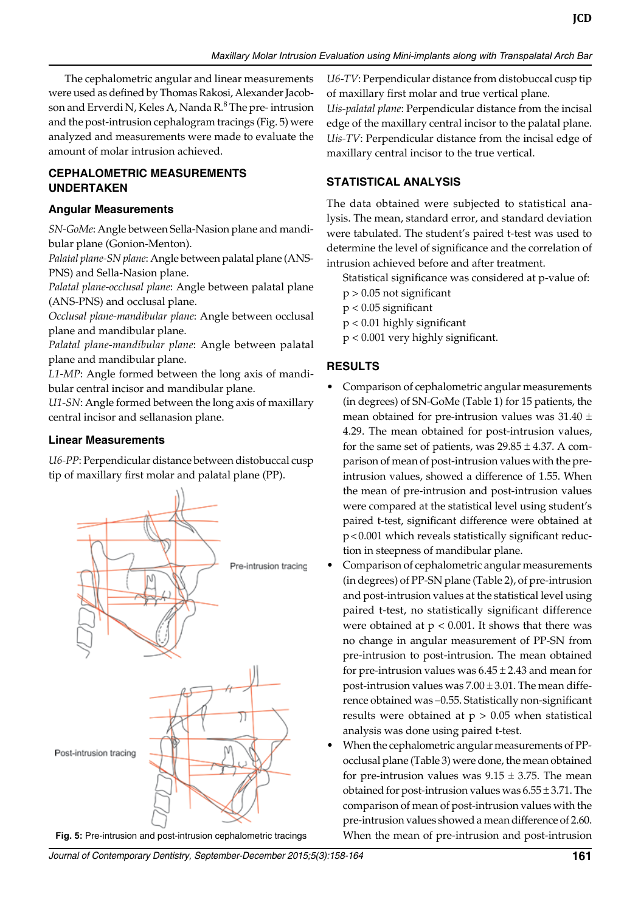The cephalometric angular and linear measurements were used as defined by Thomas Rakosi, Alexander Jacobson and Erverdi N, Keles A, Nanda R.[8] The pre- intrusion and the post-intrusion cephalogram tracings (Fig. 5) were analyzed and measurements were made to evaluate the amount of molar intrusion achieved.

## CEPHALOMETRIC MEASUREMENTS UNDERTAKEN

### Angular Measurements

*SN-GoMe*: Angle between Sella-Nasion plane and mandibular plane (Gonion-Menton).
*Palatal plane-SN plane*: Angle between palatal plane (ANS-PNS) and Sella-Nasion plane.
*Palatal plane-occlusal plane*: Angle between palatal plane (ANS-PNS) and occlusal plane.
*Occlusal plane-mandibular plane*: Angle between occlusal plane and mandibular plane.
*Palatal plane-mandibular plane*: Angle between palatal plane and mandibular plane.
*L1-MP*: Angle formed between the long axis of mandibular central incisor and mandibular plane.
*U1-SN*: Angle formed between the long axis of maxillary central incisor and sellanasion plane.

### Linear Measurements

*U6-PP*: Perpendicular distance between distobuccal cusp tip of maxillary first molar and palatal plane (PP).

Pre-intrusion tracing

Post-intrusion tracing

**Fig. 5:** Pre-intrusion and post-intrusion cephalometric tracings

*U6-TV*: Perpendicular distance from distobuccal cusp tip of maxillary first molar and true vertical plane.
*Uis-palatal plane*: Perpendicular distance from the incisal edge of the maxillary central incisor to the palatal plane.
*Uis-TV*: Perpendicular distance from the incisal edge of maxillary central incisor to the true vertical.

## STATISTICAL ANALYSIS

The data obtained were subjected to statistical analysis. The mean, standard error, and standard deviation were tabulated. The student's paired t-test was used to determine the level of significance and the correlation of intrusion achieved before and after treatment.

Statistical significance was considered at p-value of:
$p > 0.05$ not significant
$p < 0.05$ significant
$p < 0.01$ highly significant
$p < 0.001$ very highly significant.

## RESULTS

- Comparison of cephalometric angular measurements (in degrees) of SN-GoMe (Table 1) for 15 patients, the mean obtained for pre-intrusion values was $31.40 \pm 4.29$. The mean obtained for post-intrusion values, for the same set of patients, was $29.85 \pm 4.37$. A comparison of mean of post-intrusion values with the pre-intrusion values, showed a difference of 1.55. When the mean of pre-intrusion and post-intrusion values were compared at the statistical level using student's paired t-test, significant difference were obtained at $p < 0.001$ which reveals statistically significant reduction in steepness of mandibular plane.
- Comparison of cephalometric angular measurements (in degrees) of PP-SN plane (Table 2), of pre-intrusion and post-intrusion values at the statistical level using paired t-test, no statistically significant difference were obtained at $p < 0.001$. It shows that there was no change in angular measurement of PP-SN from pre-intrusion to post-intrusion. The mean obtained for pre-intrusion values was $6.45 \pm 2.43$ and mean for post-intrusion values was $7.00 \pm 3.01$. The mean difference obtained was –0.55. Statistically non-significant results were obtained at $p > 0.05$ when statistical analysis was done using paired t-test.
- When the cephalometric angular measurements of PP-occlusal plane (Table 3) were done, the mean obtained for pre-intrusion values was $9.15 \pm 3.75$. The mean obtained for post-intrusion values was $6.55 \pm 3.71$. The comparison of mean of post-intrusion values with the pre-intrusion values showed a mean difference of 2.60. When the mean of pre-intrusion and post-intrusion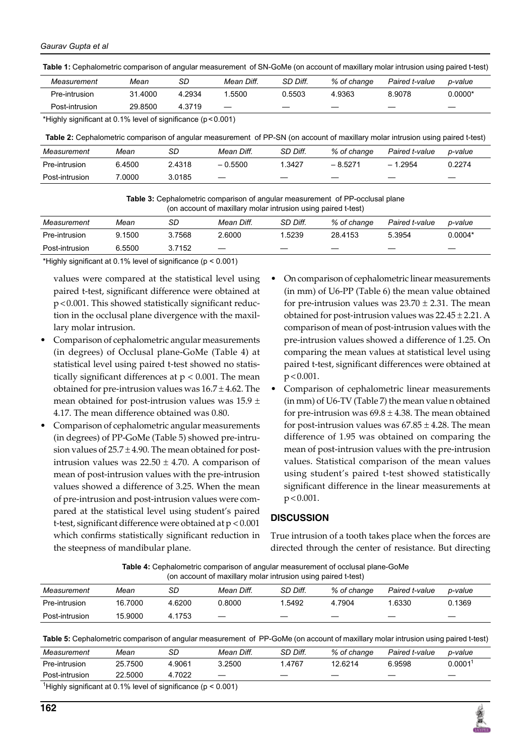**Table 1:** Cephalometric comparison of angular measurement of SN-GoMe (on account of maxillary molar intrusion using paired t-test)

| *Measurement* | *Mean* | *SD* | *Mean Diff.* | *SD Diff.* | *% of change* | *Paired t-value* | *p-value* |
|---|---|---|---|---|---|---|---|
| Pre-intrusion | 31.4000 | 4.2934 | 1.5500 | 0.5503 | 4.9363 | 8.9078 | 0.0000* |
| Post-intrusion | 29.8500 | 4.3719 | — | — | — | — | — |

*Highly significant at 0.1% level of significance ($p < 0.001$)

**Table 2:** Cephalometric comparison of angular measurement of PP-SN (on account of maxillary molar intrusion using paired t-test)

| *Measurement* | *Mean* | *SD* | *Mean Diff.* | *SD Diff.* | *% of change* | *Paired t-value* | *p-value* |
|---|---|---|---|---|---|---|---|
| Pre-intrusion | 6.4500 | 2.4318 | – 0.5500 | 1.3427 | – 8.5271 | – 1.2954 | 0.2274 |
| Post-intrusion | 7.0000 | 3.0185 | — | — | — | — | — |

**Table 3:** Cephalometric comparison of angular measurement of PP-occlusal plane (on account of maxillary molar intrusion using paired t-test)

| *Measurement* | *Mean* | *SD* | *Mean Diff.* | *SD Diff.* | *% of change* | *Paired t-value* | *p-value* |
|---|---|---|---|---|---|---|---|
| Pre-intrusion | 9.1500 | 3.7568 | 2.6000 | 1.5239 | 28.4153 | 5.3954 | 0.0004* |
| Post-intrusion | 6.5500 | 3.7152 | — | — | — | — | — |

*Highly significant at 0.1% level of significance ($p < 0.001$)

values were compared at the statistical level using paired t-test, significant difference were obtained at $p < 0.001$. This showed statistically significant reduction in the occlusal plane divergence with the maxillary molar intrusion.

- Comparison of cephalometric angular measurements (in degrees) of Occlusal plane-GoMe (Table 4) at statistical level using paired t-test showed no statistically significant differences at $p < 0.001$. The mean obtained for pre-intrusion values was $16.7 \pm 4.62$. The mean obtained for post-intrusion values was $15.9 \pm 4.17$. The mean difference obtained was 0.80.
- Comparison of cephalometric angular measurements (in degrees) of PP-GoMe (Table 5) showed pre-intrusion values of $25.7 \pm 4.90$. The mean obtained for post-intrusion values was $22.50 \pm 4.70$. A comparison of mean of post-intrusion values with the pre-intrusion values showed a difference of 3.25. When the mean of pre-intrusion and post-intrusion values were compared at the statistical level using student's paired t-test, significant difference were obtained at $p < 0.001$ which confirms statistically significant reduction in the steepness of mandibular plane.
- On comparison of cephalometric linear measurements (in mm) of U6-PP (Table 6) the mean value obtained for pre-intrusion values was $23.70 \pm 2.31$. The mean obtained for post-intrusion values was $22.45 \pm 2.21$. A comparison of mean of post-intrusion values with the pre-intrusion values showed a difference of 1.25. On comparing the mean values at statistical level using paired t-test, significant differences were obtained at $p < 0.001$.
- Comparison of cephalometric linear measurements (in mm) of U6-TV (Table 7) the mean value n obtained for pre-intrusion was $69.8 \pm 4.38$. The mean obtained for post-intrusion values was $67.85 \pm 4.28$. The mean difference of 1.95 was obtained on comparing the mean of post-intrusion values with the pre-intrusion values. Statistical comparison of the mean values using student's paired t-test showed statistically significant difference in the linear measurements at $p < 0.001$.

## DISCUSSION

True intrusion of a tooth takes place when the forces are directed through the center of resistance. But directing

**Table 4:** Cephalometric comparison of angular measurement of occlusal plane-GoMe (on account of maxillary molar intrusion using paired t-test)

| *Measurement* | *Mean* | *SD* | *Mean Diff.* | *SD Diff.* | *% of change* | *Paired t-value* | *p-value* |
|---|---|---|---|---|---|---|---|
| Pre-intrusion | 16.7000 | 4.6200 | 0.8000 | 1.5492 | 4.7904 | 1.6330 | 0.1369 |
| Post-intrusion | 15.9000 | 4.1753 | — | — | — | — | — |

**Table 5:** Cephalometric comparison of angular measurement of PP-GoMe (on account of maxillary molar intrusion using paired t-test)

| *Measurement* | *Mean* | *SD* | *Mean Diff.* | *SD Diff.* | *% of change* | *Paired t-value* | *p-value* |
|---|---|---|---|---|---|---|---|
| Pre-intrusion | 25.7500 | 4.9061 | 3.2500 | 1.4767 | 12.6214 | 6.9598 | 0.0001[1] |
| Post-intrusion | 22.5000 | 4.7022 | — | — | — | — | — |

[1]Highly significant at 0.1% level of significance ($p < 0.001$)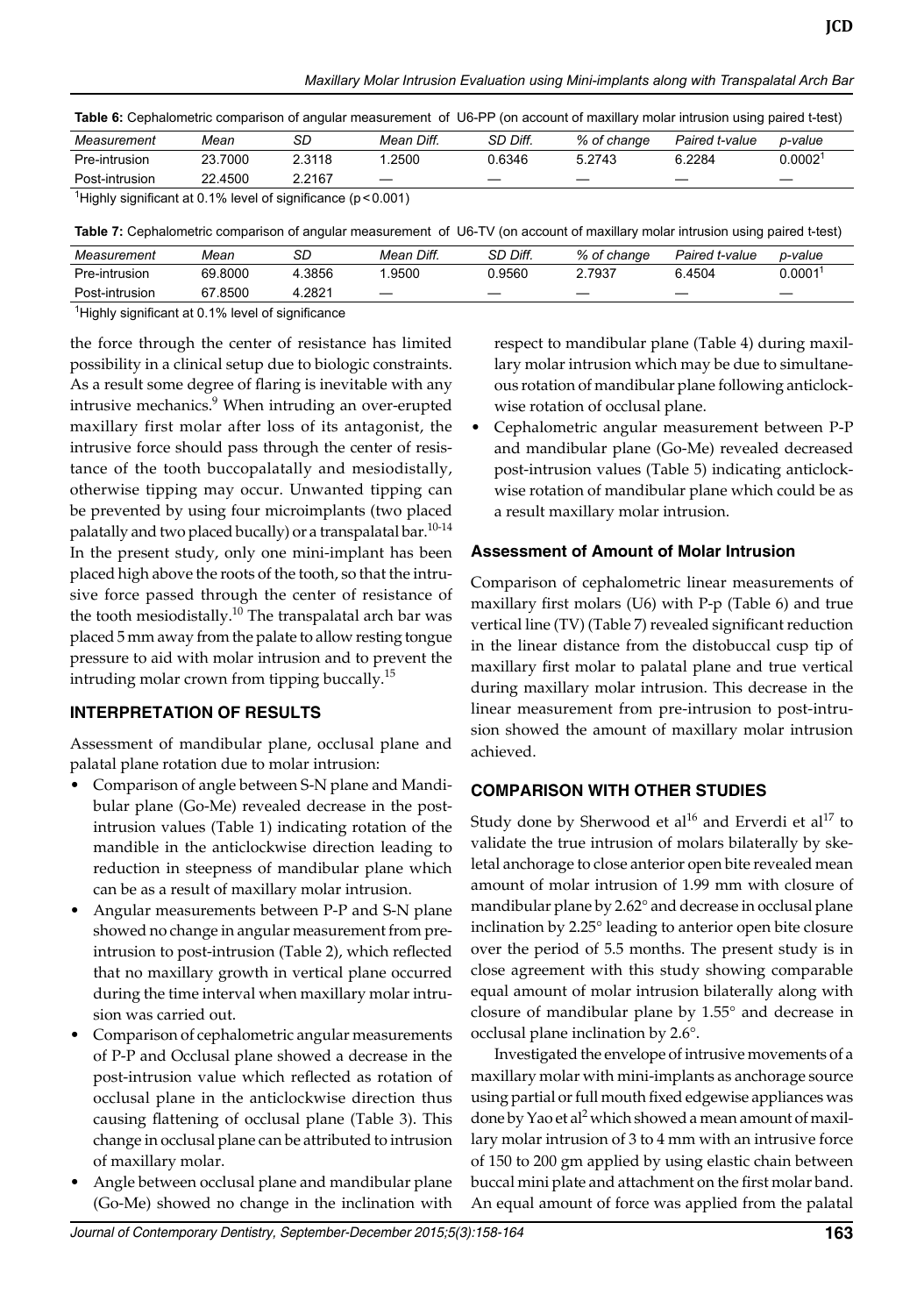**Table 6:** Cephalometric comparison of angular measurement of U6-PP (on account of maxillary molar intrusion using paired t-test)

| Measurement | Mean | SD | Mean Diff. | SD Diff. | % of change | Paired t-value | p-value |
|---|---|---|---|---|---|---|---|
| Pre-intrusion | 23.7000 | 2.3118 | 1.2500 | 0.6346 | 5.2743 | 6.2284 | 0.0002[1] |
| Post-intrusion | 22.4500 | 2.2167 | — | — | — | — | — |

[1]Highly significant at 0.1% level of significance ($p < 0.001$)

**Table 7:** Cephalometric comparison of angular measurement of U6-TV (on account of maxillary molar intrusion using paired t-test)

| Measurement | Mean | SD | Mean Diff. | SD Diff. | % of change | Paired t-value | p-value |
|---|---|---|---|---|---|---|---|
| Pre-intrusion | 69.8000 | 4.3856 | 1.9500 | 0.9560 | 2.7937 | 6.4504 | 0.0001[1] |
| Post-intrusion | 67.8500 | 4.2821 | — | — | — | — | — |

[1]Highly significant at 0.1% level of significance

the force through the center of resistance has limited possibility in a clinical setup due to biologic constraints. As a result some degree of flaring is inevitable with any intrusive mechanics.[9] When intruding an over-erupted maxillary first molar after loss of its antagonist, the intrusive force should pass through the center of resistance of the tooth buccopalatally and mesiodistally, otherwise tipping may occur. Unwanted tipping can be prevented by using four microimplants (two placed palatally and two placed bucally) or a transpalatal bar.[10-14] In the present study, only one mini-implant has been placed high above the roots of the tooth, so that the intrusive force passed through the center of resistance of the tooth mesiodistally.[10] The transpalatal arch bar was placed 5 mm away from the palate to allow resting tongue pressure to aid with molar intrusion and to prevent the intruding molar crown from tipping buccally.[15]

### INTERPRETATION OF RESULTS

Assessment of mandibular plane, occlusal plane and palatal plane rotation due to molar intrusion:

- Comparison of angle between S-N plane and Mandibular plane (Go-Me) revealed decrease in the post-intrusion values (Table 1) indicating rotation of the mandible in the anticlockwise direction leading to reduction in steepness of mandibular plane which can be as a result of maxillary molar intrusion.
- Angular measurements between P-P and S-N plane showed no change in angular measurement from pre-intrusion to post-intrusion (Table 2), which reflected that no maxillary growth in vertical plane occurred during the time interval when maxillary molar intrusion was carried out.
- Comparison of cephalometric angular measurements of P-P and Occlusal plane showed a decrease in the post-intrusion value which reflected as rotation of occlusal plane in the anticlockwise direction thus causing flattening of occlusal plane (Table 3). This change in occlusal plane can be attributed to intrusion of maxillary molar.
- Angle between occlusal plane and mandibular plane (Go-Me) showed no change in the inclination with respect to mandibular plane (Table 4) during maxillary molar intrusion which may be due to simultaneous rotation of mandibular plane following anticlockwise rotation of occlusal plane.
- Cephalometric angular measurement between P-P and mandibular plane (Go-Me) revealed decreased post-intrusion values (Table 5) indicating anticlockwise rotation of mandibular plane which could be as a result maxillary molar intrusion.

### Assessment of Amount of Molar Intrusion

Comparison of cephalometric linear measurements of maxillary first molars (U6) with P-p (Table 6) and true vertical line (TV) (Table 7) revealed significant reduction in the linear distance from the distobuccal cusp tip of maxillary first molar to palatal plane and true vertical during maxillary molar intrusion. This decrease in the linear measurement from pre-intrusion to post-intrusion showed the amount of maxillary molar intrusion achieved.

### COMPARISON WITH OTHER STUDIES

Study done by Sherwood et al[16] and Erverdi et al[17] to validate the true intrusion of molars bilaterally by skeletal anchorage to close anterior open bite revealed mean amount of molar intrusion of 1.99 mm with closure of mandibular plane by 2.62° and decrease in occlusal plane inclination by 2.25° leading to anterior open bite closure over the period of 5.5 months. The present study is in close agreement with this study showing comparable equal amount of molar intrusion bilaterally along with closure of mandibular plane by 1.55° and decrease in occlusal plane inclination by 2.6°.

Investigated the envelope of intrusive movements of a maxillary molar with mini-implants as anchorage source using partial or full mouth fixed edgewise appliances was done by Yao et al[2] which showed a mean amount of maxillary molar intrusion of 3 to 4 mm with an intrusive force of 150 to 200 gm applied by using elastic chain between buccal mini plate and attachment on the first molar band. An equal amount of force was applied from the palatal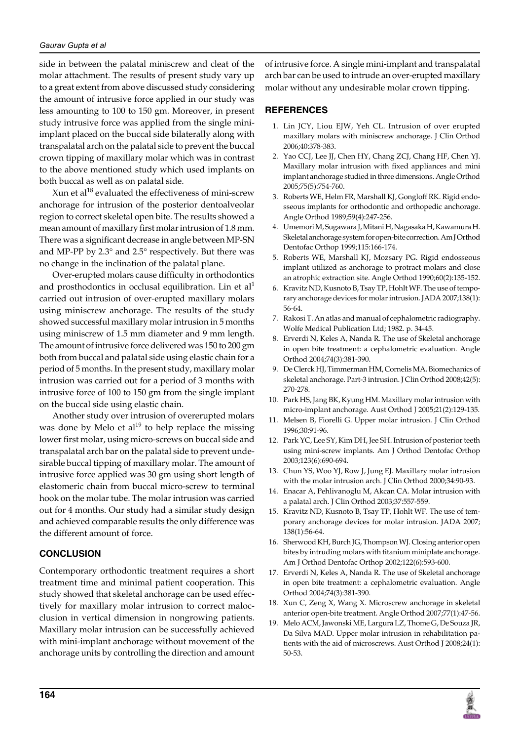side in between the palatal miniscrew and cleat of the molar attachment. The results of present study vary up to a great extent from above discussed study considering the amount of intrusive force applied in our study was less amounting to 100 to 150 gm. Moreover, in present study intrusive force was applied from the single mini-implant placed on the buccal side bilaterally along with transpalatal arch on the palatal side to prevent the buccal crown tipping of maxillary molar which was in contrast to the above mentioned study which used implants on both buccal as well as on palatal side.

Xun et al[18] evaluated the effectiveness of mini-screw anchorage for intrusion of the posterior dentoalveolar region to correct skeletal open bite. The results showed a mean amount of maxillary first molar intrusion of 1.8 mm. There was a significant decrease in angle between MP-SN and MP-PP by 2.3° and 2.5° respectively. But there was no change in the inclination of the palatal plane.

Over-erupted molars cause difficulty in orthodontics and prosthodontics in occlusal equilibration. Lin et al[1] carried out intrusion of over-erupted maxillary molars using miniscrew anchorage. The results of the study showed successful maxillary molar intrusion in 5 months using miniscrew of 1.5 mm diameter and 9 mm length. The amount of intrusive force delivered was 150 to 200 gm both from buccal and palatal side using elastic chain for a period of 5 months. In the present study, maxillary molar intrusion was carried out for a period of 3 months with intrusive force of 100 to 150 gm from the single implant on the buccal side using elastic chain.

Another study over intrusion of overerupted molars was done by Melo et al[19] to help replace the missing lower first molar, using micro-screws on buccal side and transpalatal arch bar on the palatal side to prevent undesirable buccal tipping of maxillary molar. The amount of intrusive force applied was 30 gm using short length of elastomeric chain from buccal micro-screw to terminal hook on the molar tube. The molar intrusion was carried out for 4 months. Our study had a similar study design and achieved comparable results the only difference was the different amount of force.

## CONCLUSION

Contemporary orthodontic treatment requires a short treatment time and minimal patient cooperation. This study showed that skeletal anchorage can be used effectively for maxillary molar intrusion to correct malocclusion in vertical dimension in nongrowing patients. Maxillary molar intrusion can be successfully achieved with mini-implant anchorage without movement of the anchorage units by controlling the direction and amount of intrusive force. A single mini-implant and transpalatal arch bar can be used to intrude an over-erupted maxillary molar without any undesirable molar crown tipping.

## REFERENCES

1. Lin JCY, Liou EJW, Yeh CL. Intrusion of over erupted maxillary molars with miniscrew anchorage. J Clin Orthod 2006;40:378-383.
2. Yao CCJ, Lee JJ, Chen HY, Chang ZCJ, Chang HF, Chen YJ. Maxillary molar intrusion with fixed appliances and mini implant anchorage studied in three dimensions. Angle Orthod 2005;75(5):754-760.
3. Roberts WE, Helm FR, Marshall KJ, Gongloff RK. Rigid endosseous implants for orthodontic and orthopedic anchorage. Angle Orthod 1989;59(4):247-256.
4. Umemori M, Sugawara J, Mitani H, Nagasaka H, Kawamura H. Skeletal anchorage system for open-bite correction. Am J Orthod Dentofac Orthop 1999;115:166-174.
5. Roberts WE, Marshall KJ, Mozsary PG. Rigid endosseous implant utilized as anchorage to protract molars and close an atrophic extraction site. Angle Orthod 1990;60(2):135-152.
6. Kravitz ND, Kusnoto B, Tsay TP, Hohlt WF. The use of temporary anchorage devices for molar intrusion. JADA 2007;138(1): 56-64.
7. Rakosi T. An atlas and manual of cephalometric radiography. Wolfe Medical Publication Ltd; 1982. p. 34-45.
8. Erverdi N, Keles A, Nanda R. The use of Skeletal anchorage in open bite treatment: a cephalometric evaluation. Angle Orthod 2004;74(3):381-390.
9. De Clerck HJ, Timmerman HM, Cornelis MA. Biomechanics of skeletal anchorage. Part-3 intrusion. J Clin Orthod 2008;42(5): 270-278.
10. Park HS, Jang BK, Kyung HM. Maxillary molar intrusion with micro-implant anchorage. Aust Orthod J 2005;21(2):129-135.
11. Melsen B, Fiorelli G. Upper molar intrusion. J Clin Orthod 1996;30:91-96.
12. Park YC, Lee SY, Kim DH, Jee SH. Intrusion of posterior teeth using mini-screw implants. Am J Orthod Dentofac Orthop 2003;123(6):690-694.
13. Chun YS, Woo YJ, Row J, Jung EJ. Maxillary molar intrusion with the molar intrusion arch. J Clin Orthod 2000;34:90-93.
14. Enacar A, Pehlivanoglu M, Akcan CA. Molar intrusion with a palatal arch. J Clin Orthod 2003;37:557-559.
15. Kravitz ND, Kusnoto B, Tsay TP, Hohlt WF. The use of temporary anchorage devices for molar intrusion. JADA 2007; 138(1):56-64.
16. Sherwood KH, Burch JG, Thompson WJ. Closing anterior open bites by intruding molars with titanium miniplate anchorage. Am J Orthod Dentofac Orthop 2002;122(6):593-600.
17. Erverdi N, Keles A, Nanda R. The use of Skeletal anchorage in open bite treatment: a cephalometric evaluation. Angle Orthod 2004;74(3):381-390.
18. Xun C, Zeng X, Wang X. Microscrew anchorage in skeletal anterior open-bite treatment. Angle Orthod 2007;77(1):47-56.
19. Melo ACM, Jawonski ME, Largura LZ, Thome G, De Souza JR, Da Silva MAD. Upper molar intrusion in rehabilitation patients with the aid of microscrews. Aust Orthod J 2008;24(1): 50-53.